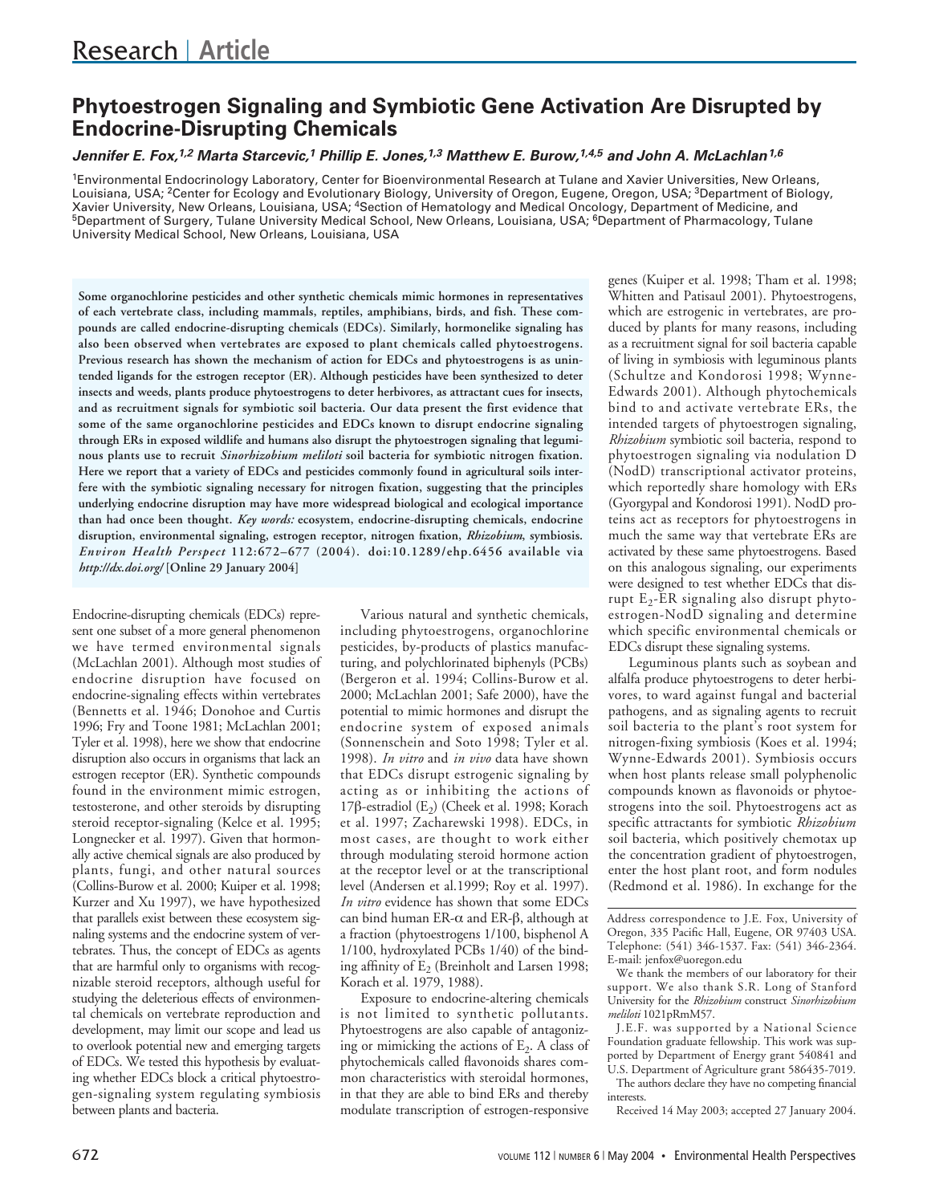Research | Article

# Phytoestrogen Signaling and Symbiotic Gene Activation Are Disrupted by Endocrine-Disrupting Chemicals

***Jennifer E. Fox,[1,2] Marta Starcevic,[1] Phillip E. Jones,[1,3] Matthew E. Burow,[1,4,5] and John A. McLachlan[1,6]***

[1]Environmental Endocrinology Laboratory, Center for Bioenvironmental Research at Tulane and Xavier Universities, New Orleans, Louisiana, USA; [2]Center for Ecology and Evolutionary Biology, University of Oregon, Eugene, Oregon, USA; [3]Department of Biology, Xavier University, New Orleans, Louisiana, USA; [4]Section of Hematology and Medical Oncology, Department of Medicine, and [5]Department of Surgery, Tulane University Medical School, New Orleans, Louisiana, USA; [6]Department of Pharmacology, Tulane University Medical School, New Orleans, Louisiana, USA

**Some organochlorine pesticides and other synthetic chemicals mimic hormones in representatives of each vertebrate class, including mammals, reptiles, amphibians, birds, and fish. These compounds are called endocrine-disrupting chemicals (EDCs). Similarly, hormonelike signaling has also been observed when vertebrates are exposed to plant chemicals called phytoestrogens. Previous research has shown the mechanism of action for EDCs and phytoestrogens is as unintended ligands for the estrogen receptor (ER). Although pesticides have been synthesized to deter insects and weeds, plants produce phytoestrogens to deter herbivores, as attractant cues for insects, and as recruitment signals for symbiotic soil bacteria. Our data present the first evidence that some of the same organochlorine pesticides and EDCs known to disrupt endocrine signaling through ERs in exposed wildlife and humans also disrupt the phytoestrogen signaling that leguminous plants use to recruit *Sinorhizobium meliloti* soil bacteria for symbiotic nitrogen fixation. Here we report that a variety of EDCs and pesticides commonly found in agricultural soils interfere with the symbiotic signaling necessary for nitrogen fixation, suggesting that the principles underlying endocrine disruption may have more widespread biological and ecological importance than had once been thought. *Key words:* ecosystem, endocrine-disrupting chemicals, endocrine disruption, environmental signaling, estrogen receptor, nitrogen fixation, *Rhizobium*, symbiosis. *Environ Health Perspect* 112:672–677 (2004). doi:10.1289/ehp.6456 available via *http://dx.doi.org/* [Online 29 January 2004]**

Endocrine-disrupting chemicals (EDCs) represent one subset of a more general phenomenon we have termed environmental signals (McLachlan 2001). Although most studies of endocrine disruption have focused on endocrine-signaling effects within vertebrates (Bennetts et al. 1946; Donohoe and Curtis 1996; Fry and Toone 1981; McLachlan 2001; Tyler et al. 1998), here we show that endocrine disruption also occurs in organisms that lack an estrogen receptor (ER). Synthetic compounds found in the environment mimic estrogen, testosterone, and other steroids by disrupting steroid receptor-signaling (Kelce et al. 1995; Longnecker et al. 1997). Given that hormonally active chemical signals are also produced by plants, fungi, and other natural sources (Collins-Burow et al. 2000; Kuiper et al. 1998; Kurzer and Xu 1997), we have hypothesized that parallels exist between these ecosystem signaling systems and the endocrine system of vertebrates. Thus, the concept of EDCs as agents that are harmful only to organisms with recognizable steroid receptors, although useful for studying the deleterious effects of environmental chemicals on vertebrate reproduction and development, may limit our scope and lead us to overlook potential new and emerging targets of EDCs. We tested this hypothesis by evaluating whether EDCs block a critical phytoestrogen-signaling system regulating symbiosis between plants and bacteria.

Various natural and synthetic chemicals, including phytoestrogens, organochlorine pesticides, by-products of plastics manufacturing, and polychlorinated biphenyls (PCBs) (Bergeron et al. 1994; Collins-Burow et al. 2000; McLachlan 2001; Safe 2000), have the potential to mimic hormones and disrupt the endocrine system of exposed animals (Sonnenschein and Soto 1998; Tyler et al. 1998). *In vitro* and *in vivo* data have shown that EDCs disrupt estrogenic signaling by acting as or inhibiting the actions of 17β-estradiol ($E_2$) (Cheek et al. 1998; Korach et al. 1997; Zacharewski 1998). EDCs, in most cases, are thought to work either through modulating steroid hormone action at the receptor level or at the transcriptional level (Andersen et al.1999; Roy et al. 1997). *In vitro* evidence has shown that some EDCs can bind human ER-α and ER-β, although at a fraction (phytoestrogens 1/100, bisphenol A 1/100, hydroxylated PCBs 1/40) of the binding affinity of $E_2$ (Breinholt and Larsen 1998; Korach et al. 1979, 1988).

Exposure to endocrine-altering chemicals is not limited to synthetic pollutants. Phytoestrogens are also capable of antagonizing or mimicking the actions of $E_2$. A class of phytochemicals called flavonoids shares common characteristics with steroidal hormones, in that they are able to bind ERs and thereby modulate transcription of estrogen-responsive genes (Kuiper et al. 1998; Tham et al. 1998; Whitten and Patisaul 2001). Phytoestrogens, which are estrogenic in vertebrates, are produced by plants for many reasons, including as a recruitment signal for soil bacteria capable of living in symbiosis with leguminous plants (Schultze and Kondorosi 1998; Wynne-Edwards 2001). Although phytochemicals bind to and activate vertebrate ERs, the intended targets of phytoestrogen signaling, *Rhizobium* symbiotic soil bacteria, respond to phytoestrogen signaling via nodulation D (NodD) transcriptional activator proteins, which reportedly share homology with ERs (Gyorgypal and Kondorosi 1991). NodD proteins act as receptors for phytoestrogens in much the same way that vertebrate ERs are activated by these same phytoestrogens. Based on this analogous signaling, our experiments were designed to test whether EDCs that disrupt $E_2$-ER signaling also disrupt phytoestrogen-NodD signaling and determine which specific environmental chemicals or EDCs disrupt these signaling systems.

Leguminous plants such as soybean and alfalfa produce phytoestrogens to deter herbivores, to ward against fungal and bacterial pathogens, and as signaling agents to recruit soil bacteria to the plant's root system for nitrogen-fixing symbiosis (Koes et al. 1994; Wynne-Edwards 2001). Symbiosis occurs when host plants release small polyphenolic compounds known as flavonoids or phytoestrogens into the soil. Phytoestrogens act as specific attractants for symbiotic *Rhizobium* soil bacteria, which positively chemotax up the concentration gradient of phytoestrogen, enter the host plant root, and form nodules (Redmond et al. 1986). In exchange for the

Address correspondence to J.E. Fox, University of Oregon, 335 Pacific Hall, Eugene, OR 97403 USA. Telephone: (541) 346-1537. Fax: (541) 346-2364. E-mail: jenfox@uoregon.edu

We thank the members of our laboratory for their support. We also thank S.R. Long of Stanford University for the *Rhizobium* construct *Sinorhizobium meliloti* 1021pRmM57.

J.E.F. was supported by a National Science Foundation graduate fellowship. This work was supported by Department of Energy grant 540841 and U.S. Department of Agriculture grant 586435-7019.

The authors declare they have no competing financial interests.

Received 14 May 2003; accepted 27 January 2004.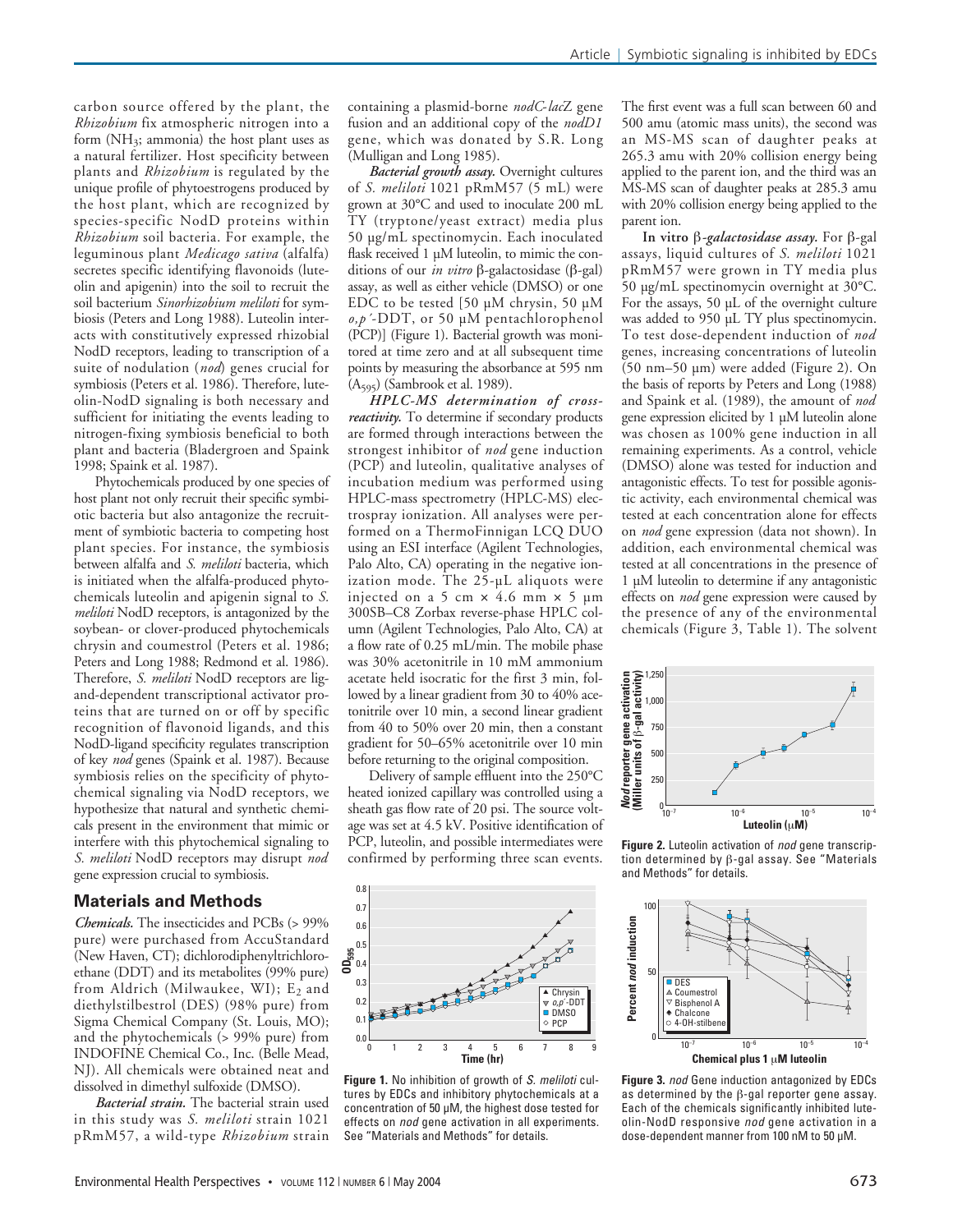carbon source offered by the plant, the *Rhizobium* fix atmospheric nitrogen into a form ($NH_3$; ammonia) the host plant uses as a natural fertilizer. Host specificity between plants and *Rhizobium* is regulated by the unique profile of phytoestrogens produced by the host plant, which are recognized by species-specific NodD proteins within *Rhizobium* soil bacteria. For example, the leguminous plant *Medicago sativa* (alfalfa) secretes specific identifying flavonoids (luteolin and apigenin) into the soil to recruit the soil bacterium *Sinorhizobium meliloti* for symbiosis (Peters and Long 1988). Luteolin interacts with constitutively expressed rhizobial NodD receptors, leading to transcription of a suite of nodulation (*nod*) genes crucial for symbiosis (Peters et al. 1986). Therefore, luteolin-NodD signaling is both necessary and sufficient for initiating the events leading to nitrogen-fixing symbiosis beneficial to both plant and bacteria (Bladergroen and Spaink 1998; Spaink et al. 1987).

Phytochemicals produced by one species of host plant not only recruit their specific symbiotic bacteria but also antagonize the recruitment of symbiotic bacteria to competing host plant species. For instance, the symbiosis between alfalfa and *S. meliloti* bacteria, which is initiated when the alfalfa-produced phytochemicals luteolin and apigenin signal to *S. meliloti* NodD receptors, is antagonized by the soybean- or clover-produced phytochemicals chrysin and coumestrol (Peters et al. 1986; Peters and Long 1988; Redmond et al. 1986). Therefore, *S. meliloti* NodD receptors are ligand-dependent transcriptional activator proteins that are turned on or off by specific recognition of flavonoid ligands, and this NodD-ligand specificity regulates transcription of key *nod* genes (Spaink et al. 1987). Because symbiosis relies on the specificity of phytochemical signaling via NodD receptors, we hypothesize that natural and synthetic chemicals present in the environment that mimic or interfere with this phytochemical signaling to *S. meliloti* NodD receptors may disrupt *nod* gene expression crucial to symbiosis.

## Materials and Methods

***Chemicals.*** The insecticides and PCBs (> 99% pure) were purchased from AccuStandard (New Haven, CT); dichlorodiphenyltrichloroethane (DDT) and its metabolites (99% pure) from Aldrich (Milwaukee, WI); $E_2$ and diethylstilbestrol (DES) (98% pure) from Sigma Chemical Company (St. Louis, MO); and the phytochemicals (> 99% pure) from INDOFINE Chemical Co., Inc. (Belle Mead, NJ). All chemicals were obtained neat and dissolved in dimethyl sulfoxide (DMSO).

***Bacterial strain.*** The bacterial strain used in this study was *S. meliloti* strain 1021 pRmM57, a wild-type *Rhizobium* strain containing a plasmid-borne *nodC-lacZ* gene fusion and an additional copy of the *nodD1* gene, which was donated by S.R. Long (Mulligan and Long 1985).

***Bacterial growth assay.*** Overnight cultures of *S. meliloti* 1021 pRmM57 (5 mL) were grown at 30°C and used to inoculate 200 mL TY (tryptone/yeast extract) media plus 50 µg/mL spectinomycin. Each inoculated flask received 1 µM luteolin, to mimic the conditions of our *in vitro* β-galactosidase (β-gal) assay, as well as either vehicle (DMSO) or one EDC to be tested [50 µM chrysin, 50 µM *o,p*′-DDT, or 50 µM pentachlorophenol (PCP)] (Figure 1). Bacterial growth was monitored at time zero and at all subsequent time points by measuring the absorbance at 595 nm ($A_{595}$) (Sambrook et al. 1989).

***HPLC-MS determination of cross-reactivity.*** To determine if secondary products are formed through interactions between the strongest inhibitor of *nod* gene induction (PCP) and luteolin, qualitative analyses of incubation medium was performed using HPLC-mass spectrometry (HPLC-MS) electrospray ionization. All analyses were performed on a ThermoFinnigan LCQ DUO using an ESI interface (Agilent Technologies, Palo Alto, CA) operating in the negative ionization mode. The 25-µL aliquots were injected on a 5 cm × 4.6 mm × 5 µm 300SB–C8 Zorbax reverse-phase HPLC column (Agilent Technologies, Palo Alto, CA) at a flow rate of 0.25 mL/min. The mobile phase was 30% acetonitrile in 10 mM ammonium acetate held isocratic for the first 3 min, followed by a linear gradient from 30 to 40% acetonitrile over 10 min, a second linear gradient from 40 to 50% over 20 min, then a constant gradient for 50–65% acetonitrile over 10 min before returning to the original composition.

Delivery of sample effluent into the 250°C heated ionized capillary was controlled using a sheath gas flow rate of 20 psi. The source voltage was set at 4.5 kV. Positive identification of PCP, luteolin, and possible intermediates were confirmed by performing three scan events. The first event was a full scan between 60 and 500 amu (atomic mass units), the second was an MS-MS scan of daughter peaks at 265.3 amu with 20% collision energy being applied to the parent ion, and the third was an MS-MS scan of daughter peaks at 285.3 amu with 20% collision energy being applied to the parent ion.

***In vitro β-galactosidase assay.*** For β-gal assays, liquid cultures of *S. meliloti* 1021 pRmM57 were grown in TY media plus 50 µg/mL spectinomycin overnight at 30°C. For the assays, 50 µL of the overnight culture was added to 950 µL TY plus spectinomycin. To test dose-dependent induction of *nod* genes, increasing concentrations of luteolin (50 nm–50 µm) were added (Figure 2). On the basis of reports by Peters and Long (1988) and Spaink et al. (1989), the amount of *nod* gene expression elicited by 1 µM luteolin alone was chosen as 100% gene induction in all remaining experiments. As a control, vehicle (DMSO) alone was tested for induction and antagonistic effects. To test for possible agonistic activity, each environmental chemical was tested at each concentration alone for effects on *nod* gene expression (data not shown). In addition, each environmental chemical was tested at all concentrations in the presence of 1 µM luteolin to determine if any antagonistic effects on *nod* gene expression were caused by the presence of any of the environmental chemicals (Figure 3, Table 1). The solvent

**Figure 1.** No inhibition of growth of *S. meliloti* cultures by EDCs and inhibitory phytochemicals at a concentration of 50 µM, the highest dose tested for effects on *nod* gene activation in all experiments. See "Materials and Methods" for details.

**Figure 2.** Luteolin activation of *nod* gene transcription determined by β-gal assay. See "Materials and Methods" for details.

**Figure 3.** *nod* Gene induction antagonized by EDCs as determined by the β-gal reporter gene assay. Each of the chemicals significantly inhibited luteolin-NodD responsive *nod* gene activation in a dose-dependent manner from 100 nM to 50 µM.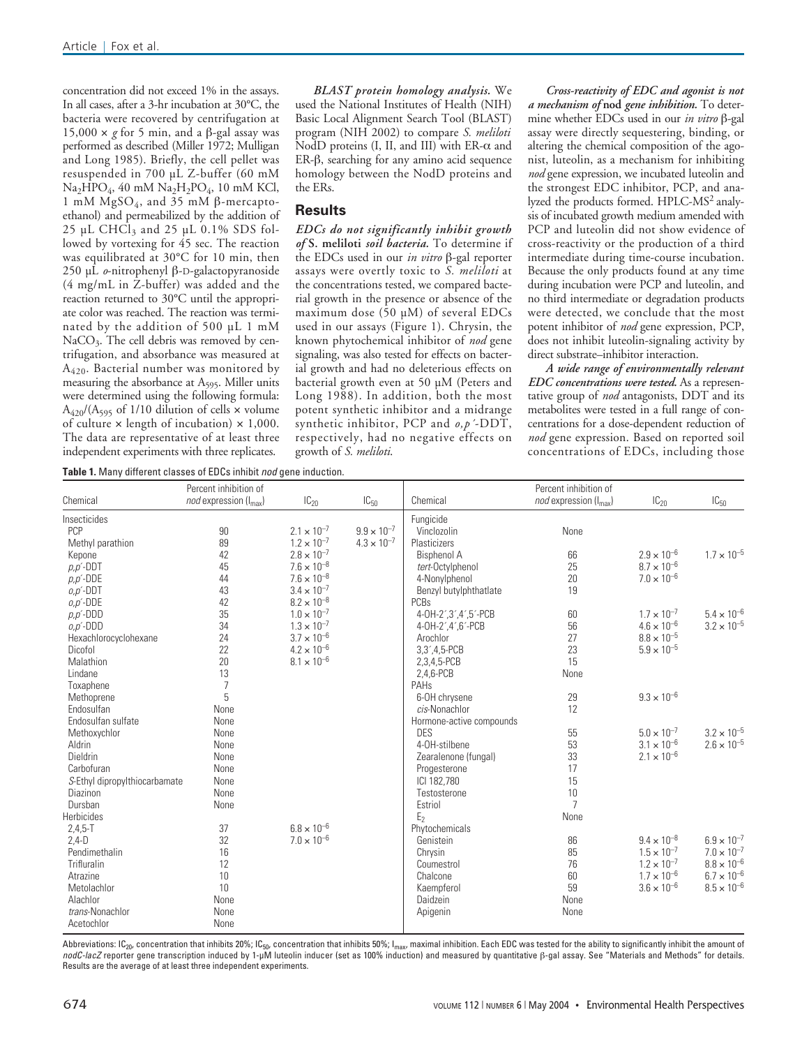concentration did not exceed 1% in the assays. In all cases, after a 3-hr incubation at 30°C, the bacteria were recovered by centrifugation at 15,000 × *g* for 5 min, and a β-gal assay was performed as described (Miller 1972; Mulligan and Long 1985). Briefly, the cell pellet was resuspended in 700 µL Z-buffer (60 mM $Na_2HPO_4$, 40 mM $Na_2H_2PO_4$, 10 mM KCl, 1 mM $MgSO_4$, and 35 mM β-mercaptoethanol) and permeabilized by the addition of 25 µL $CHCl_3$ and 25 µL 0.1% SDS followed by vortexing for 45 sec. The reaction was equilibrated at 30°C for 10 min, then 250 µL *o*-nitrophenyl β-D-galactopyranoside (4 mg/mL in Z-buffer) was added and the reaction returned to 30°C until the appropriate color was reached. The reaction was terminated by the addition of 500 µL 1 mM $NaCO_3$. The cell debris was removed by centrifugation, and absorbance was measured at $A_{420}$. Bacterial number was monitored by measuring the absorbance at $A_{595}$. Miller units were determined using the following formula: $A_{420}/(A_{595}$ of 1/10 dilution of cells × volume of culture × length of incubation) × 1,000. The data are representative of at least three independent experiments with three replicates.

***BLAST protein homology analysis.*** We used the National Institutes of Health (NIH) Basic Local Alignment Search Tool (BLAST) program (NIH 2002) to compare *S. meliloti* NodD proteins (I, II, and III) with ER-α and ER-β, searching for any amino acid sequence homology between the NodD proteins and the ERs.

## Results

***EDCs do not significantly inhibit growth of* S. meliloti *soil bacteria.*** To determine if the EDCs used in our *in vitro* β-gal reporter assays were overtly toxic to *S. meliloti* at the concentrations tested, we compared bacterial growth in the presence or absence of the maximum dose (50 µM) of several EDCs used in our assays (Figure 1). Chrysin, the known phytochemical inhibitor of *nod* gene signaling, was also tested for effects on bacterial growth and had no deleterious effects on bacterial growth even at 50 µM (Peters and Long 1988). In addition, both the most potent synthetic inhibitor and a midrange synthetic inhibitor, PCP and *o,p*′-DDT, respectively, had no negative effects on growth of *S. meliloti*.

***Cross-reactivity of EDC and agonist is not a mechanism of* nod *gene inhibition.*** To determine whether EDCs used in our *in vitro* β-gal assay were directly sequestering, binding, or altering the chemical composition of the agonist, luteolin, as a mechanism for inhibiting *nod* gene expression, we incubated luteolin and the strongest EDC inhibitor, PCP, and analyzed the products formed. HPLC-$MS^2$ analysis of incubated growth medium amended with PCP and luteolin did not show evidence of cross-reactivity or the production of a third intermediate during time-course incubation. Because the only products found at any time during incubation were PCP and luteolin, and no third intermediate or degradation products were detected, we conclude that the most potent inhibitor of *nod* gene expression, PCP, does not inhibit luteolin-signaling activity by direct substrate–inhibitor interaction.

***A wide range of environmentally relevant EDC concentrations were tested.*** As a representative group of *nod* antagonists, DDT and its metabolites were tested in a full range of concentrations for a dose-dependent reduction of *nod* gene expression. Based on reported soil concentrations of EDCs, including those

**Table 1.** Many different classes of EDCs inhibit *nod* gene induction.

| Chemical | Percent inhibition of *nod* expression ($I_{max}$) | $IC_{20}$ | $IC_{50}$ | Chemical | Percent inhibition of *nod* expression ($I_{max}$) | $IC_{20}$ | $IC_{50}$ |
|---|---|---|---|---|---|---|---|
| Insecticides | | | | Fungicide | | | |
| PCP | 90 | $2.1 \times 10^{-7}$ | $9.9 \times 10^{-7}$ | Vinclozolin | None | | |
| Methyl parathion | 89 | $1.2 \times 10^{-7}$ | $4.3 \times 10^{-7}$ | Plasticizers | | | |
| Kepone | 42 | $2.8 \times 10^{-7}$ | | Bisphenol A | 66 | $2.9 \times 10^{-6}$ | $1.7 \times 10^{-5}$ |
| *p,p*′-DDT | 45 | $7.6 \times 10^{-8}$ | | *tert*-Octylphenol | 25 | $8.7 \times 10^{-6}$ | |
| *p,p*′-DDE | 44 | $7.6 \times 10^{-8}$ | | 4-Nonylphenol | 20 | $7.0 \times 10^{-6}$ | |
| *o,p*′-DDT | 43 | $3.4 \times 10^{-7}$ | | Benzyl butylphthatlate | 19 | | |
| *o,p*′-DDE | 42 | $8.2 \times 10^{-8}$ | | PCBs | | | |
| *p,p*′-DDD | 35 | $1.0 \times 10^{-7}$ | | 4-OH-2′,3′,4′,5′-PCB | 60 | $1.7 \times 10^{-7}$ | $5.4 \times 10^{-6}$ |
| *o,p*′-DDD | 34 | $1.3 \times 10^{-7}$ | | 4-OH-2′,4′,6′-PCB | 56 | $4.6 \times 10^{-6}$ | $3.2 \times 10^{-5}$ |
| Hexachlorocyclohexane | 24 | $3.7 \times 10^{-6}$ | | Arochlor | 27 | $8.8 \times 10^{-5}$ | |
| Dicofol | 22 | $4.2 \times 10^{-6}$ | | 3,3′,4,5-PCB | 23 | $5.9 \times 10^{-5}$ | |
| Malathion | 20 | $8.1 \times 10^{-6}$ | | 2,3,4,5-PCB | 15 | | |
| Lindane | 13 | | | 2,4,6-PCB | None | | |
| Toxaphene | 7 | | | PAHs | | | |
| Methoprene | 5 | | | 6-OH chrysene | 29 | $9.3 \times 10^{-6}$ | |
| Endosulfan | None | | | *cis*-Nonachlor | 12 | | |
| Endosulfan sulfate | None | | | Hormone-active compounds | | | |
| Methoxychlor | None | | | DES | 55 | $5.0 \times 10^{-7}$ | $3.2 \times 10^{-5}$ |
| Aldrin | None | | | 4-OH-stilbene | 53 | $3.1 \times 10^{-6}$ | $2.6 \times 10^{-5}$ |
| Dieldrin | None | | | Zearalenone (fungal) | 33 | $2.1 \times 10^{-6}$ | |
| Carbofuran | None | | | Progesterone | 17 | | |
| *S*-Ethyl dipropylthiocarbamate | None | | | ICI 182,780 | 15 | | |
| Diazinon | None | | | Testosterone | 10 | | |
| Dursban | None | | | Estriol | 7 | | |
| Herbicides | | | | $E_2$ | None | | |
| 2,4,5-T | 37 | $6.8 \times 10^{-6}$ | | Phytochemicals | | | |
| 2,4-D | 32 | $7.0 \times 10^{-6}$ | | Genistein | 86 | $9.4 \times 10^{-8}$ | $6.9 \times 10^{-7}$ |
| Pendimethalin | 16 | | | Chrysin | 85 | $1.5 \times 10^{-7}$ | $7.0 \times 10^{-7}$ |
| Trifluralin | 12 | | | Coumestrol | 76 | $1.2 \times 10^{-7}$ | $8.8 \times 10^{-6}$ |
| Atrazine | 10 | | | Chalcone | 60 | $1.7 \times 10^{-6}$ | $6.7 \times 10^{-6}$ |
| Metolachlor | 10 | | | Kaempferol | 59 | $3.6 \times 10^{-6}$ | $8.5 \times 10^{-6}$ |
| Alachlor | None | | | Daidzein | None | | |
| *trans*-Nonachlor | None | | | Apigenin | None | | |
| Acetochlor | None | | | | | | |

Abbreviations: $IC_{20}$, concentration that inhibits 20%; $IC_{50}$, concentration that inhibits 50%; $I_{max}$, maximal inhibition. Each EDC was tested for the ability to significantly inhibit the amount of *nodC-lacZ* reporter gene transcription induced by 1-µM luteolin inducer (set as 100% induction) and measured by quantitative β-gal assay. See "Materials and Methods" for details. Results are the average of at least three independent experiments.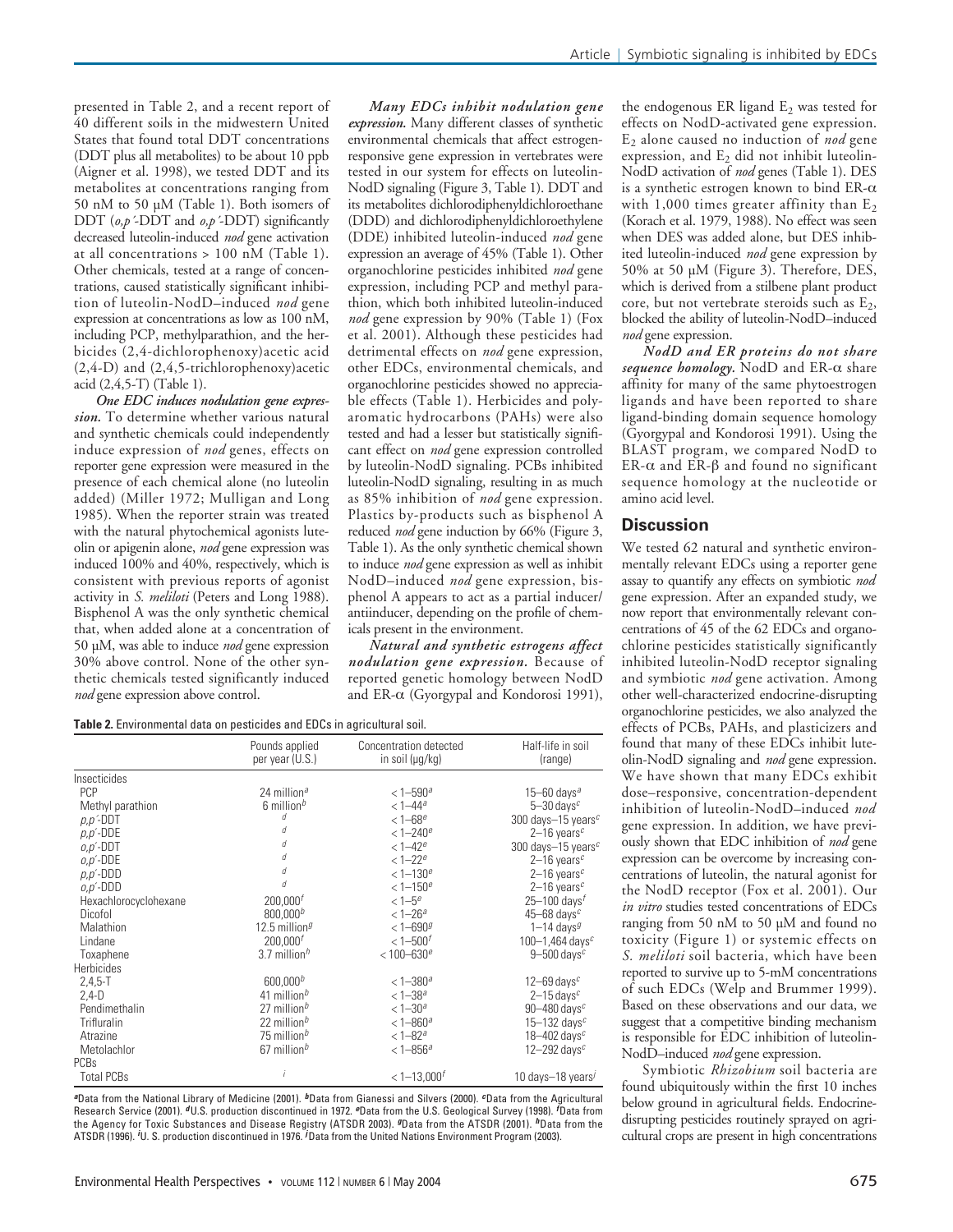presented in Table 2, and a recent report of 40 different soils in the midwestern United States that found total DDT concentrations (DDT plus all metabolites) to be about 10 ppb (Aigner et al. 1998), we tested DDT and its metabolites at concentrations ranging from 50 nM to 50 µM (Table 1). Both isomers of DDT (*o,p*´-DDT and *o,p*´-DDT) significantly decreased luteolin-induced *nod* gene activation at all concentrations > 100 nM (Table 1). Other chemicals, tested at a range of concentrations, caused statistically significant inhibition of luteolin-NodD–induced *nod* gene expression at concentrations as low as 100 nM, including PCP, methylparathion, and the herbicides (2,4-dichlorophenoxy)acetic acid (2,4-D) and (2,4,5-trichlorophenoxy)acetic acid (2,4,5-T) (Table 1).

***One EDC induces nodulation gene expression.*** To determine whether various natural and synthetic chemicals could independently induce expression of *nod* genes, effects on reporter gene expression were measured in the presence of each chemical alone (no luteolin added) (Miller 1972; Mulligan and Long 1985). When the reporter strain was treated with the natural phytochemical agonists luteolin or apigenin alone, *nod* gene expression was induced 100% and 40%, respectively, which is consistent with previous reports of agonist activity in *S. meliloti* (Peters and Long 1988). Bisphenol A was the only synthetic chemical that, when added alone at a concentration of 50 µM, was able to induce *nod* gene expression 30% above control. None of the other synthetic chemicals tested significantly induced *nod* gene expression above control.

***Many EDCs inhibit nodulation gene expression.*** Many different classes of synthetic environmental chemicals that affect estrogen-responsive gene expression in vertebrates were tested in our system for effects on luteolin-NodD signaling (Figure 3, Table 1). DDT and its metabolites dichlorodiphenyldichloroethane (DDD) and dichlorodiphenyldichloroethylene (DDE) inhibited luteolin-induced *nod* gene expression an average of 45% (Table 1). Other organochlorine pesticides inhibited *nod* gene expression, including PCP and methyl parathion, which both inhibited luteolin-induced *nod* gene expression by 90% (Table 1) (Fox et al. 2001). Although these pesticides had detrimental effects on *nod* gene expression, other EDCs, environmental chemicals, and organochlorine pesticides showed no appreciable effects (Table 1). Herbicides and polyaromatic hydrocarbons (PAHs) were also tested and had a lesser but statistically significant effect on *nod* gene expression controlled by luteolin-NodD signaling. PCBs inhibited luteolin-NodD signaling, resulting in as much as 85% inhibition of *nod* gene expression. Plastics by-products such as bisphenol A reduced *nod* gene induction by 66% (Figure 3, Table 1). As the only synthetic chemical shown to induce *nod* gene expression as well as inhibit NodD–induced *nod* gene expression, bisphenol A appears to act as a partial inducer/antiinducer, depending on the profile of chemicals present in the environment.

***Natural and synthetic estrogens affect nodulation gene expression.*** Because of reported genetic homology between NodD and ER-α (Gyorgypal and Kondorosi 1991), the endogenous ER ligand $E_2$ was tested for effects on NodD-activated gene expression. $E_2$ alone caused no induction of *nod* gene expression, and $E_2$ did not inhibit luteolin-NodD activation of *nod* genes (Table 1). DES is a synthetic estrogen known to bind ER-α with 1,000 times greater affinity than $E_2$ (Korach et al. 1979, 1988). No effect was seen when DES was added alone, but DES inhibited luteolin-induced *nod* gene expression by 50% at 50 µM (Figure 3). Therefore, DES, which is derived from a stilbene plant product core, but not vertebrate steroids such as $E_2$, blocked the ability of luteolin-NodD–induced *nod* gene expression.

***NodD and ER proteins do not share sequence homology.*** NodD and ER-α share affinity for many of the same phytoestrogen ligands and have been reported to share ligand-binding domain sequence homology (Gyorgypal and Kondorosi 1991). Using the BLAST program, we compared NodD to ER-α and ER-β and found no significant sequence homology at the nucleotide or amino acid level.

## Discussion

We tested 62 natural and synthetic environmentally relevant EDCs using a reporter gene assay to quantify any effects on symbiotic *nod* gene expression. After an expanded study, we now report that environmentally relevant concentrations of 45 of the 62 EDCs and organochlorine pesticides statistically significantly inhibited luteolin-NodD receptor signaling and symbiotic *nod* gene activation. Among other well-characterized endocrine-disrupting organochlorine pesticides, we also analyzed the effects of PCBs, PAHs, and plasticizers and found that many of these EDCs inhibit luteolin-NodD signaling and *nod* gene expression. We have shown that many EDCs exhibit dose–responsive, concentration-dependent inhibition of luteolin-NodD–induced *nod* gene expression. In addition, we have previously shown that EDC inhibition of *nod* gene expression can be overcome by increasing concentrations of luteolin, the natural agonist for the NodD receptor (Fox et al. 2001). Our *in vitro* studies tested concentrations of EDCs ranging from 50 nM to 50 µM and found no toxicity (Figure 1) or systemic effects on *S. meliloti* soil bacteria, which have been reported to survive up to 5-mM concentrations of such EDCs (Welp and Brummer 1999). Based on these observations and our data, we suggest that a competitive binding mechanism is responsible for EDC inhibition of luteolin-NodD–induced *nod* gene expression.

Symbiotic *Rhizobium* soil bacteria are found ubiquitously within the first 10 inches below ground in agricultural fields. Endocrine-disrupting pesticides routinely sprayed on agricultural crops are present in high concentrations

**Table 2.** Environmental data on pesticides and EDCs in agricultural soil.

| | Pounds applied per year (U.S.) | Concentration detected in soil (µg/kg) | Half-life in soil (range) |
|---|---|---|---|
| Insecticides | | | |
| PCP | 24 million[a] | < 1–590[a] | 15–60 days[a] |
| Methyl parathion | 6 million[b] | < 1–44[a] | 5–30 days[c] |
| *p,p*´-DDT | [d] | < 1–68[e] | 300 days–15 years[c] |
| *p,p*´-DDE | [d] | < 1–240[e] | 2–16 years[c] |
| *o,p*´-DDT | [d] | < 1–42[e] | 300 days–15 years[c] |
| *o,p*´-DDE | [d] | < 1–22[e] | 2–16 years[c] |
| *p,p*´-DDD | [d] | < 1–130[e] | 2–16 years[c] |
| *o,p*´-DDD | [d] | < 1–150[e] | 2–16 years[c] |
| Hexachlorocyclohexane | 200,000[f] | < 1–5[e] | 25–100 days[f] |
| Dicofol | 800,000[b] | < 1–26[a] | 45–68 days[c] |
| Malathion | 12.5 million[g] | < 1–690[g] | 1–14 days[g] |
| Lindane | 200,000[f] | < 1–500[f] | 100–1,464 days[c] |
| Toxaphene | 3.7 million[h] | < 100–630[e] | 9–500 days[c] |
| Herbicides | | | |
| 2,4,5-T | 600,000[b] | < 1–380[a] | 12–69 days[c] |
| 2,4-D | 41 million[b] | < 1–38[a] | 2–15 days[c] |
| Pendimethalin | 27 million[b] | < 1–30[a] | 90–480 days[c] |
| Trifluralin | 22 million[b] | < 1–860[a] | 15–132 days[c] |
| Atrazine | 75 million[b] | < 1–82[a] | 18–402 days[c] |
| Metolachlor | 67 million[b] | < 1–856[a] | 12–292 days[c] |
| PCBs | | | |
| Total PCBs | [i] | < 1–13,000[f] | 10 days–18 years[j] |

[a]Data from the National Library of Medicine (2001). [b]Data from Gianessi and Silvers (2000). [c]Data from the Agricultural Research Service (2001). [d]U.S. production discontinued in 1972. [e]Data from the U.S. Geological Survey (1998). [f]Data from the Agency for Toxic Substances and Disease Registry (ATSDR 2003). [g]Data from the ATSDR (2001). [h]Data from the ATSDR (1996). [i]U. S. production discontinued in 1976. [j]Data from the United Nations Environment Program (2003).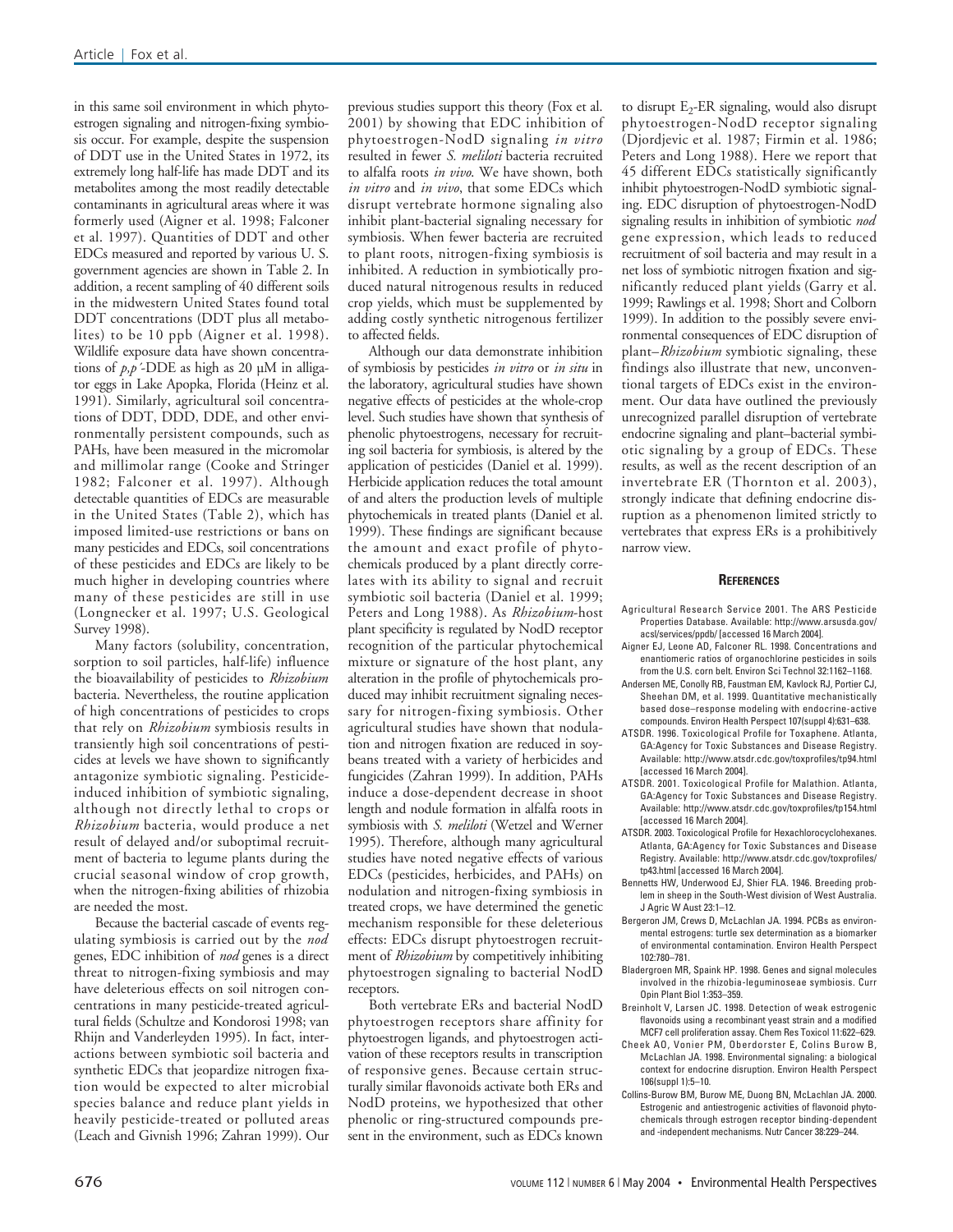in this same soil environment in which phytoestrogen signaling and nitrogen-fixing symbiosis occur. For example, despite the suspension of DDT use in the United States in 1972, its extremely long half-life has made DDT and its metabolites among the most readily detectable contaminants in agricultural areas where it was formerly used (Aigner et al. 1998; Falconer et al. 1997). Quantities of DDT and other EDCs measured and reported by various U. S. government agencies are shown in Table 2. In addition, a recent sampling of 40 different soils in the midwestern United States found total DDT concentrations (DDT plus all metabolites) to be 10 ppb (Aigner et al. 1998). Wildlife exposure data have shown concentrations of *p,p´*-DDE as high as 20 µM in alligator eggs in Lake Apopka, Florida (Heinz et al. 1991). Similarly, agricultural soil concentrations of DDT, DDD, DDE, and other environmentally persistent compounds, such as PAHs, have been measured in the micromolar and millimolar range (Cooke and Stringer 1982; Falconer et al. 1997). Although detectable quantities of EDCs are measurable in the United States (Table 2), which has imposed limited-use restrictions or bans on many pesticides and EDCs, soil concentrations of these pesticides and EDCs are likely to be much higher in developing countries where many of these pesticides are still in use (Longnecker et al. 1997; U.S. Geological Survey 1998).

Many factors (solubility, concentration, sorption to soil particles, half-life) influence the bioavailability of pesticides to *Rhizobium* bacteria. Nevertheless, the routine application of high concentrations of pesticides to crops that rely on *Rhizobium* symbiosis results in transiently high soil concentrations of pesticides at levels we have shown to significantly antagonize symbiotic signaling. Pesticide-induced inhibition of symbiotic signaling, although not directly lethal to crops or *Rhizobium* bacteria, would produce a net result of delayed and/or suboptimal recruitment of bacteria to legume plants during the crucial seasonal window of crop growth, when the nitrogen-fixing abilities of rhizobia are needed the most.

Because the bacterial cascade of events regulating symbiosis is carried out by the *nod* genes, EDC inhibition of *nod* genes is a direct threat to nitrogen-fixing symbiosis and may have deleterious effects on soil nitrogen concentrations in many pesticide-treated agricultural fields (Schultze and Kondorosi 1998; van Rhijn and Vanderleyden 1995). In fact, interactions between symbiotic soil bacteria and synthetic EDCs that jeopardize nitrogen fixation would be expected to alter microbial species balance and reduce plant yields in heavily pesticide-treated or polluted areas (Leach and Givnish 1996; Zahran 1999). Our previous studies support this theory (Fox et al. 2001) by showing that EDC inhibition of phytoestrogen-NodD signaling *in vitro* resulted in fewer *S. meliloti* bacteria recruited to alfalfa roots *in vivo*. We have shown, both *in vitro* and *in vivo*, that some EDCs which disrupt vertebrate hormone signaling also inhibit plant-bacterial signaling necessary for symbiosis. When fewer bacteria are recruited to plant roots, nitrogen-fixing symbiosis is inhibited. A reduction in symbiotically produced natural nitrogenous results in reduced crop yields, which must be supplemented by adding costly synthetic nitrogenous fertilizer to affected fields.

Although our data demonstrate inhibition of symbiosis by pesticides *in vitro* or *in situ* in the laboratory, agricultural studies have shown negative effects of pesticides at the whole-crop level. Such studies have shown that synthesis of phenolic phytoestrogens, necessary for recruiting soil bacteria for symbiosis, is altered by the application of pesticides (Daniel et al. 1999). Herbicide application reduces the total amount of and alters the production levels of multiple phytochemicals in treated plants (Daniel et al. 1999). These findings are significant because the amount and exact profile of phytochemicals produced by a plant directly correlates with its ability to signal and recruit symbiotic soil bacteria (Daniel et al. 1999; Peters and Long 1988). As *Rhizobium*-host plant specificity is regulated by NodD receptor recognition of the particular phytochemical mixture or signature of the host plant, any alteration in the profile of phytochemicals produced may inhibit recruitment signaling necessary for nitrogen-fixing symbiosis. Other agricultural studies have shown that nodulation and nitrogen fixation are reduced in soybeans treated with a variety of herbicides and fungicides (Zahran 1999). In addition, PAHs induce a dose-dependent decrease in shoot length and nodule formation in alfalfa roots in symbiosis with *S. meliloti* (Wetzel and Werner 1995). Therefore, although many agricultural studies have noted negative effects of various EDCs (pesticides, herbicides, and PAHs) on nodulation and nitrogen-fixing symbiosis in treated crops, we have determined the genetic mechanism responsible for these deleterious effects: EDCs disrupt phytoestrogen recruitment of *Rhizobium* by competitively inhibiting phytoestrogen signaling to bacterial NodD receptors.

Both vertebrate ERs and bacterial NodD phytoestrogen receptors share affinity for phytoestrogen ligands, and phytoestrogen activation of these receptors results in transcription of responsive genes. Because certain structurally similar flavonoids activate both ERs and NodD proteins, we hypothesized that other phenolic or ring-structured compounds present in the environment, such as EDCs known to disrupt $E_2$-ER signaling, would also disrupt phytoestrogen-NodD receptor signaling (Djordjevic et al. 1987; Firmin et al. 1986; Peters and Long 1988). Here we report that 45 different EDCs statistically significantly inhibit phytoestrogen-NodD symbiotic signaling. EDC disruption of phytoestrogen-NodD signaling results in inhibition of symbiotic *nod* gene expression, which leads to reduced recruitment of soil bacteria and may result in a net loss of symbiotic nitrogen fixation and significantly reduced plant yields (Garry et al. 1999; Rawlings et al. 1998; Short and Colborn 1999). In addition to the possibly severe environmental consequences of EDC disruption of plant–*Rhizobium* symbiotic signaling, these findings also illustrate that new, unconventional targets of EDCs exist in the environment. Our data have outlined the previously unrecognized parallel disruption of vertebrate endocrine signaling and plant–bacterial symbiotic signaling by a group of EDCs. These results, as well as the recent description of an invertebrate ER (Thornton et al. 2003), strongly indicate that defining endocrine disruption as a phenomenon limited strictly to vertebrates that express ERs is a prohibitively narrow view.

## References

Agricultural Research Service 2001. The ARS Pesticide Properties Database. Available: http://www.arsusda.gov/acsl/services/ppdb/ [accessed 16 March 2004].

Aigner EJ, Leone AD, Falconer RL. 1998. Concentrations and enantiomeric ratios of organochlorine pesticides in soils from the U.S. corn belt. Environ Sci Technol 32:1162–1168.

Andersen ME, Conolly RB, Faustman EM, Kavlock RJ, Portier CJ, Sheehan DM, et al. 1999. Quantitative mechanistically based dose–response modeling with endocrine-active compounds. Environ Health Perspect 107(suppl 4):631–638.

ATSDR. 1996. Toxicological Profile for Toxaphene. Atlanta, GA:Agency for Toxic Substances and Disease Registry. Available: http://www.atsdr.cdc.gov/toxprofiles/tp94.html [accessed 16 March 2004].

ATSDR. 2001. Toxicological Profile for Malathion. Atlanta, GA:Agency for Toxic Substances and Disease Registry. Available: http://www.atsdr.cdc.gov/toxprofiles/tp154.html [accessed 16 March 2004].

ATSDR. 2003. Toxicological Profile for Hexachlorocyclohexanes. Atlanta, GA:Agency for Toxic Substances and Disease Registry. Available: http://www.atsdr.cdc.gov/toxprofiles/tp43.html [accessed 16 March 2004].

Bennetts HW, Underwood EJ, Shier FLA. 1946. Breeding problem in sheep in the South-West division of West Australia. J Agric W Aust 23:1–12.

Bergeron JM, Crews D, McLachlan JA. 1994. PCBs as environmental estrogens: turtle sex determination as a biomarker of environmental contamination. Environ Health Perspect 102:780–781.

Bladergroen MR, Spaink HP. 1998. Genes and signal molecules involved in the rhizobia-leguminoseae symbiosis. Curr Opin Plant Biol 1:353–359.

Breinholt V, Larsen JC. 1998. Detection of weak estrogenic flavonoids using a recombinant yeast strain and a modified MCF7 cell proliferation assay. Chem Res Toxicol 11:622–629.

Cheek AO, Vonier PM, Oberdorster E, Colins Burow B, McLachlan JA. 1998. Environmental signaling: a biological context for endocrine disruption. Environ Health Perspect 106(suppl 1):5–10.

Collins-Burow BM, Burow ME, Duong BN, McLachlan JA. 2000. Estrogenic and antiestrogenic activities of flavonoid phytochemicals through estrogen receptor binding-dependent and -independent mechanisms. Nutr Cancer 38:229–244.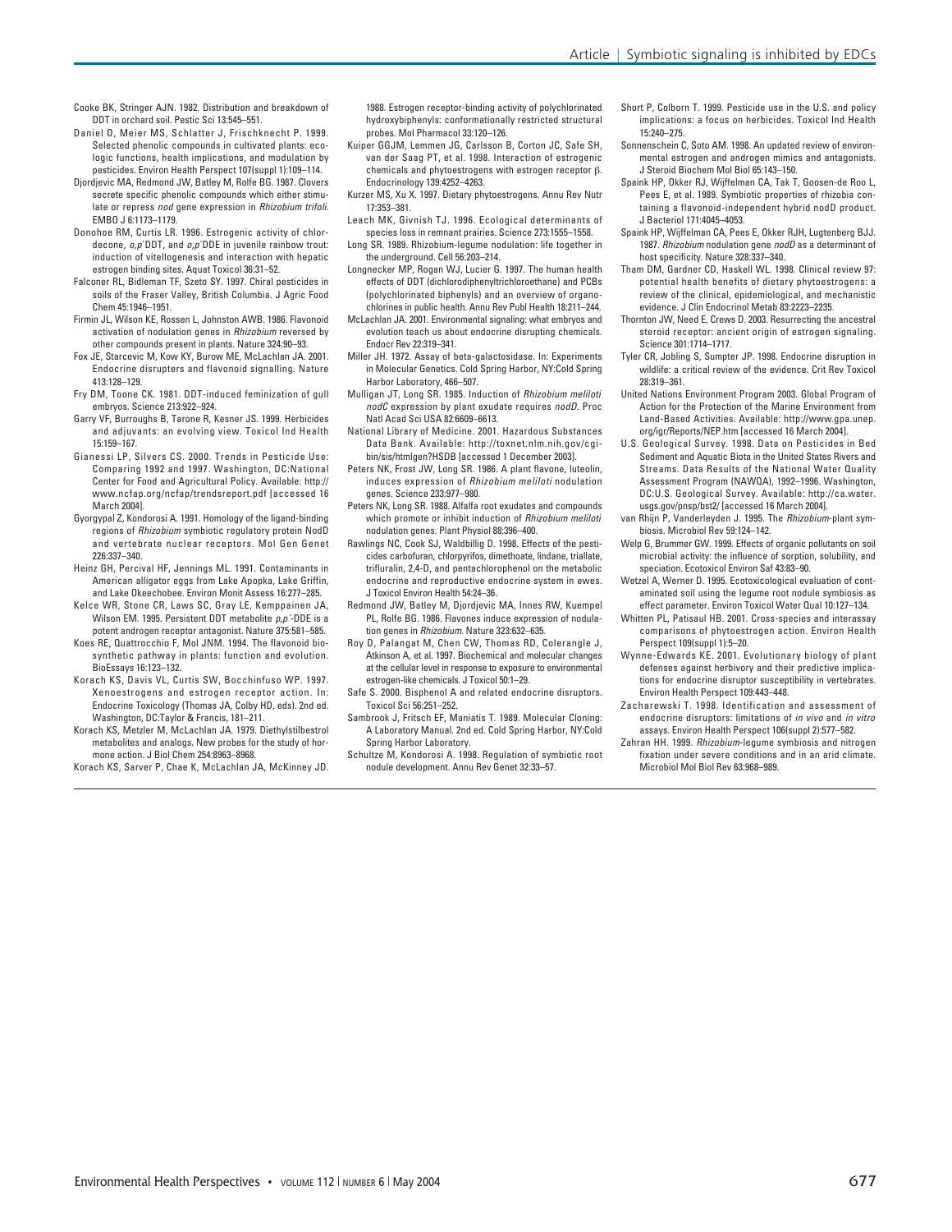Cooke BK, Stringer AJN. 1982. Distribution and breakdown of DDT in orchard soil. Pestic Sci 13:545–551.

Daniel O, Meier MS, Schlatter J, Frischknecht P. 1999. Selected phenolic compounds in cultivated plants: ecologic functions, health implications, and modulation by pesticides. Environ Health Perspect 107(suppl 1):109–114.

Djordjevic MA, Redmond JW, Batley M, Rolfe BG. 1987. Clovers secrete specific phenolic compounds which either stimulate or repress *nod* gene expression in *Rhizobium trifoli*. EMBO J 6:1173–1179.

Donohoe RM, Curtis LR. 1996. Estrogenic activity of chlordecone, *o,p*′DDT, and *o,p*′DDE in juvenile rainbow trout: induction of vitellogenesis and interaction with hepatic estrogen binding sites. Aquat Toxicol 36:31–52.

Falconer RL, Bidleman TF, Szeto SY. 1997. Chiral pesticides in soils of the Fraser Valley, British Columbia. J Agric Food Chem 45:1946–1951.

Firmin JL, Wilson KE, Rossen L, Johnston AWB. 1986. Flavonoid activation of nodulation genes in *Rhizobium* reversed by other compounds present in plants. Nature 324:90–93.

Fox JE, Starcevic M, Kow KY, Burow ME, McLachlan JA. 2001. Endocrine disrupters and flavonoid signalling. Nature 413:128–129.

Fry DM, Toone CK. 1981. DDT-induced feminization of gull embryos. Science 213:922–924.

Garry VF, Burroughs B, Tarone R, Kesner JS. 1999. Herbicides and adjuvants: an evolving view. Toxicol Ind Health 15:159–167.

Gianessi LP, Silvers CS. 2000. Trends in Pesticide Use: Comparing 1992 and 1997. Washington, DC:National Center for Food and Agricultural Policy. Available: http://www.ncfap.org/ncfap/trendsreport.pdf [accessed 16 March 2004].

Gyorgypal Z, Kondorosi A. 1991. Homology of the ligand-binding regions of *Rhizobium* symbiotic regulatory protein NodD and vertebrate nuclear receptors. Mol Gen Genet 226:337–340.

Heinz GH, Percival HF, Jennings ML. 1991. Contaminants in American alligator eggs from Lake Apopka, Lake Griffin, and Lake Okeechobee. Environ Monit Assess 16:277–285.

Kelce WR, Stone CR, Laws SC, Gray LE, Kemppainen JA, Wilson EM. 1995. Persistent DDT metabolite *p,p*′-DDE is a potent androgen receptor antagonist. Nature 375:581–585.

Koes RE, Quattrocchio F, Mol JNM. 1994. The flavonoid biosynthetic pathway in plants: function and evolution. BioEssays 16:123–132.

Korach KS, Davis VL, Curtis SW, Bocchinfuso WP. 1997. Xenoestrogens and estrogen receptor action. In: Endocrine Toxicology (Thomas JA, Colby HD, eds). 2nd ed. Washington, DC:Taylor & Francis, 181–211.

Korach KS, Metzler M, McLachlan JA. 1979. Diethylstilbestrol metabolites and analogs. New probes for the study of hormone action. J Biol Chem 254:8963–8968.

Korach KS, Sarver P, Chae K, McLachlan JA, McKinney JD. 1988. Estrogen receptor-binding activity of polychlorinated hydroxybiphenyls: conformationally restricted structural probes. Mol Pharmacol 33:120–126.

Kuiper GGJM, Lemmen JG, Carlsson B, Corton JC, Safe SH, van der Saag PT, et al. 1998. Interaction of estrogenic chemicals and phytoestrogens with estrogen receptor β. Endocrinology 139:4252–4263.

Kurzer MS, Xu X. 1997. Dietary phytoestrogens. Annu Rev Nutr 17:353–381.

Leach MK, Givnish TJ. 1996. Ecological determinants of species loss in remnant prairies. Science 273:1555–1558.

Long SR. 1989. Rhizobium-legume nodulation: life together in the underground. Cell 56:203–214.

Longnecker MP, Rogan WJ, Lucier G. 1997. The human health effects of DDT (dichlorodiphenyltrichloroethane) and PCBs (polychlorinated biphenyls) and an overview of organochlorines in public health. Annu Rev Publ Health 18:211–244.

McLachlan JA. 2001. Environmental signaling: what embryos and evolution teach us about endocrine disrupting chemicals. Endocr Rev 22:319–341.

Miller JH. 1972. Assay of beta-galactosidase. In: Experiments in Molecular Genetics. Cold Spring Harbor, NY:Cold Spring Harbor Laboratory, 466–507.

Mulligan JT, Long SR. 1985. Induction of *Rhizobium meliloti nodC* expression by plant exudate requires *nodD*. Proc Natl Acad Sci USA 82:6609–6613.

National Library of Medicine. 2001. Hazardous Substances Data Bank. Available: http://toxnet.nlm.nih.gov/cgi-bin/sis/htmlgen?HSDB [accessed 1 December 2003].

Peters NK, Frost JW, Long SR. 1986. A plant flavone, luteolin, induces expression of *Rhizobium meliloti* nodulation genes. Science 233:977–980.

Peters NK, Long SR. 1988. Alfalfa root exudates and compounds which promote or inhibit induction of *Rhizobium meliloti* nodulation genes. Plant Physiol 88:396–400.

Rawlings NC, Cook SJ, Waldbillig D. 1998. Effects of the pesticides carbofuran, chlorpyrifos, dimethoate, lindane, triallate, trifluralin, 2,4-D, and pentachlorophenol on the metabolic endocrine and reproductive endocrine system in ewes. J Toxicol Environ Health 54:24–36.

Redmond JW, Batley M, Djordjevic MA, Innes RW, Kuempel PL, Rolfe BG. 1986. Flavones induce expression of nodulation genes in *Rhizobium*. Nature 323:632–635.

Roy D, Palangat M, Chen CW, Thomas RD, Colerangle J, Atkinson A, et al. 1997. Biochemical and molecular changes at the cellular level in response to exposure to environmental estrogen-like chemicals. J Toxicol 50:1–29.

Safe S. 2000. Bisphenol A and related endocrine disruptors. Toxicol Sci 56:251–252.

Sambrook J, Fritsch EF, Maniatis T. 1989. Molecular Cloning: A Laboratory Manual. 2nd ed. Cold Spring Harbor, NY:Cold Spring Harbor Laboratory.

Schultze M, Kondorosi A. 1998. Regulation of symbiotic root nodule development. Annu Rev Genet 32:33–57.

Short P, Colborn T. 1999. Pesticide use in the U.S. and policy implications: a focus on herbicides. Toxicol Ind Health 15:240–275.

Sonnenschein C, Soto AM. 1998. An updated review of environmental estrogen and androgen mimics and antagonists. J Steroid Biochem Mol Biol 65:143–150.

Spaink HP, Okker RJ, Wijffelman CA, Tak T, Goosen-de Roo L, Pees E, et al. 1989. Symbiotic properties of rhizobia containing a flavonoid-independent hybrid nodD product. J Bacteriol 171:4045–4053.

Spaink HP, Wijffelman CA, Pees E, Okker RJH, Lugtenberg BJJ. 1987. *Rhizobium* nodulation gene *nodD* as a determinant of host specificity. Nature 328:337–340.

Tham DM, Gardner CD, Haskell WL. 1998. Clinical review 97: potential health benefits of dietary phytoestrogens: a review of the clinical, epidemiological, and mechanistic evidence. J Clin Endocrinol Metab 83:2223–2235.

Thornton JW, Need E, Crews D. 2003. Resurrecting the ancestral steroid receptor: ancient origin of estrogen signaling. Science 301:1714–1717.

Tyler CR, Jobling S, Sumpter JP. 1998. Endocrine disruption in wildlife: a critical review of the evidence. Crit Rev Toxicol 28:319–361.

United Nations Environment Program 2003. Global Program of Action for the Protection of the Marine Environment from Land-Based Activities. Available: http://www.gpa.unep.org/igr/Reports/NEP.htm [accessed 16 March 2004].

U.S. Geological Survey. 1998. Data on Pesticides in Bed Sediment and Aquatic Biota in the United States Rivers and Streams. Data Results of the National Water Quality Assessment Program (NAWQA), 1992–1996. Washington, DC:U.S. Geological Survey. Available: http://ca.water.usgs.gov/pnsp/bst2/ [accessed 16 March 2004].

van Rhijn P, Vanderleyden J. 1995. The *Rhizobium*-plant symbiosis. Microbiol Rev 59:124–142.

Welp G, Brummer GW. 1999. Effects of organic pollutants on soil microbial activity: the influence of sorption, solubility, and speciation. Ecotoxicol Environ Saf 43:83–90.

Wetzel A, Werner D. 1995. Ecotoxicological evaluation of contaminated soil using the legume root nodule symbiosis as effect parameter. Environ Toxicol Water Qual 10:127–134.

Whitten PL, Patisaul HB. 2001. Cross-species and interassay comparisons of phytoestrogen action. Environ Health Perspect 109(suppl 1):5–20.

Wynne-Edwards KE. 2001. Evolutionary biology of plant defenses against herbivory and their predictive implications for endocrine disruptor susceptibility in vertebrates. Environ Health Perspect 109:443–448.

Zacharewski T. 1998. Identification and assessment of endocrine disruptors: limitations of *in vivo* and *in vitro* assays. Environ Health Perspect 106(suppl 2):577–582.

Zahran HH. 1999. *Rhizobium*-legume symbiosis and nitrogen fixation under severe conditions and in an arid climate. Microbiol Mol Biol Rev 63:968–989.